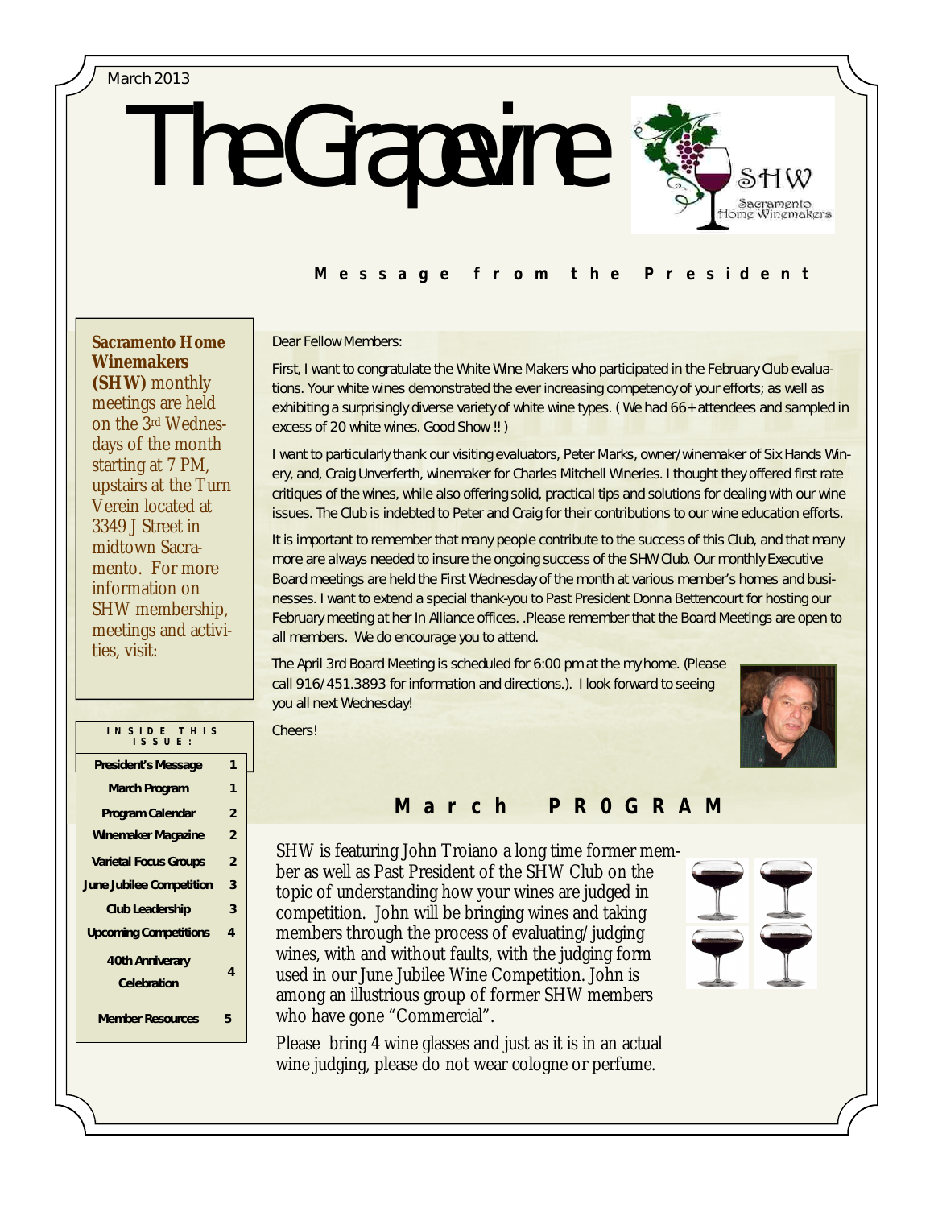March 2013

# The Grapevine

SHW Sacramento Home Winemakers

## Message from the President

**Sacramento Home Winemakers (SHW)** monthly meetings are held on the 3rd Wednesdays of the month starting at 7 PM, upstairs at the Turn Verein located at 3349 J Street in midtown Sacramento. For more information on SHW membership, meetings and activities, visit:

| INSIDE THIS ISSUE: | |
|---|---|
| President's Message | 1 |
| March Program | 1 |
| Program Calendar | 2 |
| Winemaker Magazine | 2 |
| Varietal Focus Groups | 2 |
| June Jubilee Competition | 3 |
| Club Leadership | 3 |
| Upcoming Competitions | 4 |
| 40th Anniverary Celebration | 4 |
| Member Resources | 5 |

Dear Fellow Members:

First, I want to congratulate the White Wine Makers who participated in the February Club evaluations. Your white wines demonstrated the ever increasing competency of your efforts; as well as exhibiting a surprisingly diverse variety of white wine types. ( We had 66+ attendees and sampled in excess of 20 white wines. Good Show !! )

I want to particularly thank our visiting evaluators, Peter Marks, owner/winemaker of Six Hands Winery, and, Craig Unverferth, winemaker for Charles Mitchell Wineries. I thought they offered first rate critiques of the wines, while also offering solid, practical tips and solutions for dealing with our wine issues. The Club is indebted to Peter and Craig for their contributions to our wine education efforts.

It is important to remember that many people contribute to the success of this Club, and that many more are always needed to insure the ongoing success of the SHW Club. Our monthly Executive Board meetings are held the First Wednesday of the month at various member's homes and businesses. I want to extend a special thank-you to Past President Donna Bettencourt for hosting our February meeting at her In Alliance offices. .Please remember that the Board Meetings are open to all members. We do encourage you to attend.

The April 3rd Board Meeting is scheduled for 6:00 pm at the my home. (Please call 916/451.3893 for information and directions.). I look forward to seeing you all next Wednesday!

Cheers!

## March PROGRAM

SHW is featuring John Troiano a long time former member as well as Past President of the SHW Club on the topic of understanding how your wines are judged in competition. John will be bringing wines and taking members through the process of evaluating/judging wines, with and without faults, with the judging form used in our June Jubilee Wine Competition. John is among an illustrious group of former SHW members who have gone "Commercial".

Please bring 4 wine glasses and just as it is in an actual wine judging, please do not wear cologne or perfume.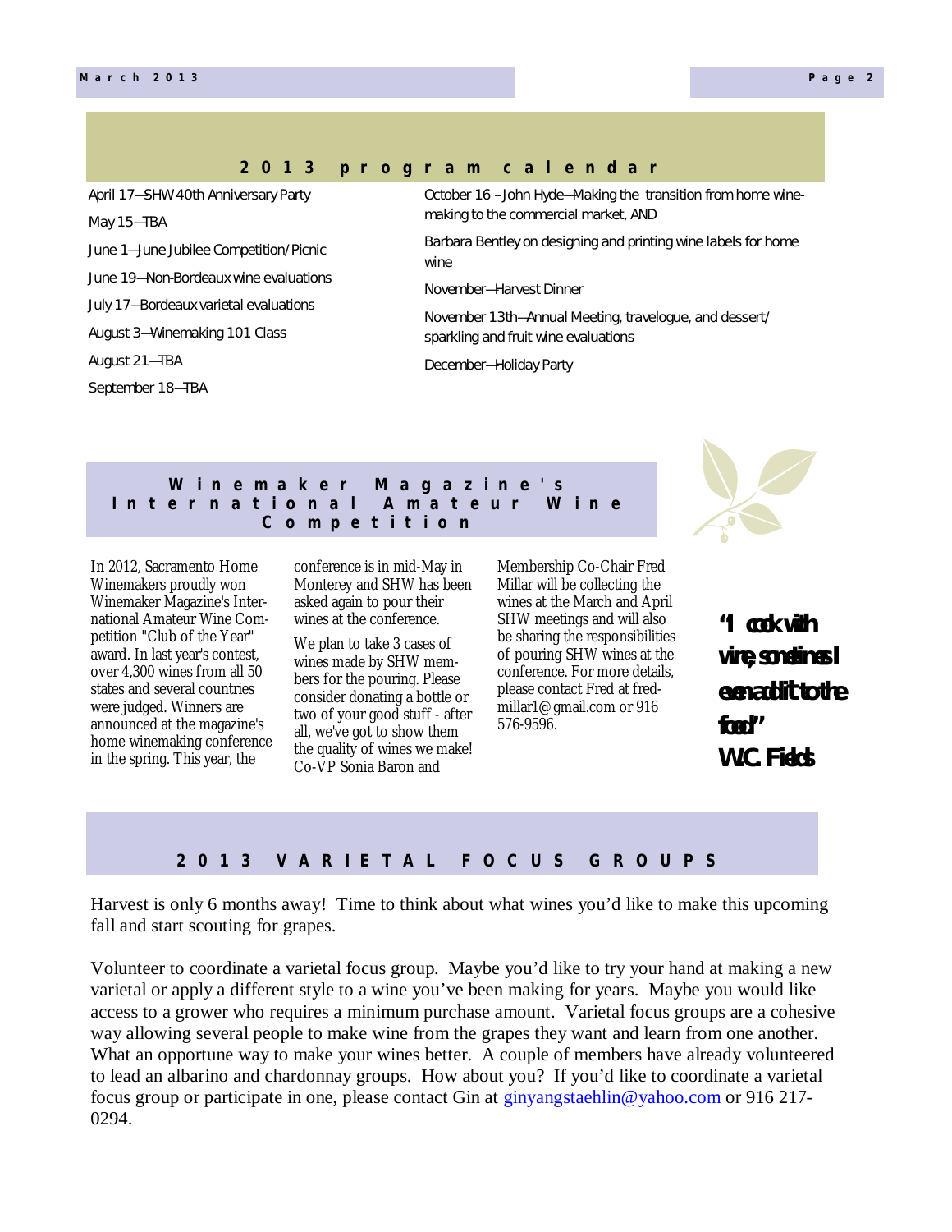## 2013 program calendar

April 17—SHW 40th Anniversary Party

May 15—TBA

June 1—June Jubilee Competition/Picnic

June 19—Non-Bordeaux wine evaluations

July 17—Bordeaux varietal evaluations

August 3—Winemaking 101 Class

August 21—TBA

September 18—TBA

October 16 – John Hyde—Making the transition from home wine-making to the commercial market, AND

Barbara Bentley on designing and printing wine labels for home wine

November—Harvest Dinner

November 13th—Annual Meeting, travelogue, and dessert/ sparkling and fruit wine evaluations

December—Holiday Party

## Winemaker Magazine's International Amateur Wine Competition

In 2012, Sacramento Home Winemakers proudly won Winemaker Magazine's International Amateur Wine Competition "Club of the Year" award. In last year's contest, over 4,300 wines from all 50 states and several countries were judged. Winners are announced at the magazine's home winemaking conference in the spring. This year, the conference is in mid-May in Monterey and SHW has been asked again to pour their wines at the conference.

We plan to take 3 cases of wines made by SHW members for the pouring. Please consider donating a bottle or two of your good stuff - after all, we've got to show them the quality of wines we make! Co-VP Sonia Baron and Membership Co-Chair Fred Millar will be collecting the wines at the March and April SHW meetings and will also be sharing the responsibilities of pouring SHW wines at the conference. For more details, please contact Fred at fredmillar1@gmail.com or 916 576-9596.

***"I cook with wine, sometimes I even add it to the food"***
***W.C. Fields***

## 2013 VARIETAL FOCUS GROUPS

Harvest is only 6 months away! Time to think about what wines you'd like to make this upcoming fall and start scouting for grapes.

Volunteer to coordinate a varietal focus group. Maybe you'd like to try your hand at making a new varietal or apply a different style to a wine you've been making for years. Maybe you would like access to a grower who requires a minimum purchase amount. Varietal focus groups are a cohesive way allowing several people to make wine from the grapes they want and learn from one another. What an opportune way to make your wines better. A couple of members have already volunteered to lead an albarino and chardonnay groups. How about you? If you'd like to coordinate a varietal focus group or participate in one, please contact Gin at ginyangstaehlin@yahoo.com or 916 217-0294.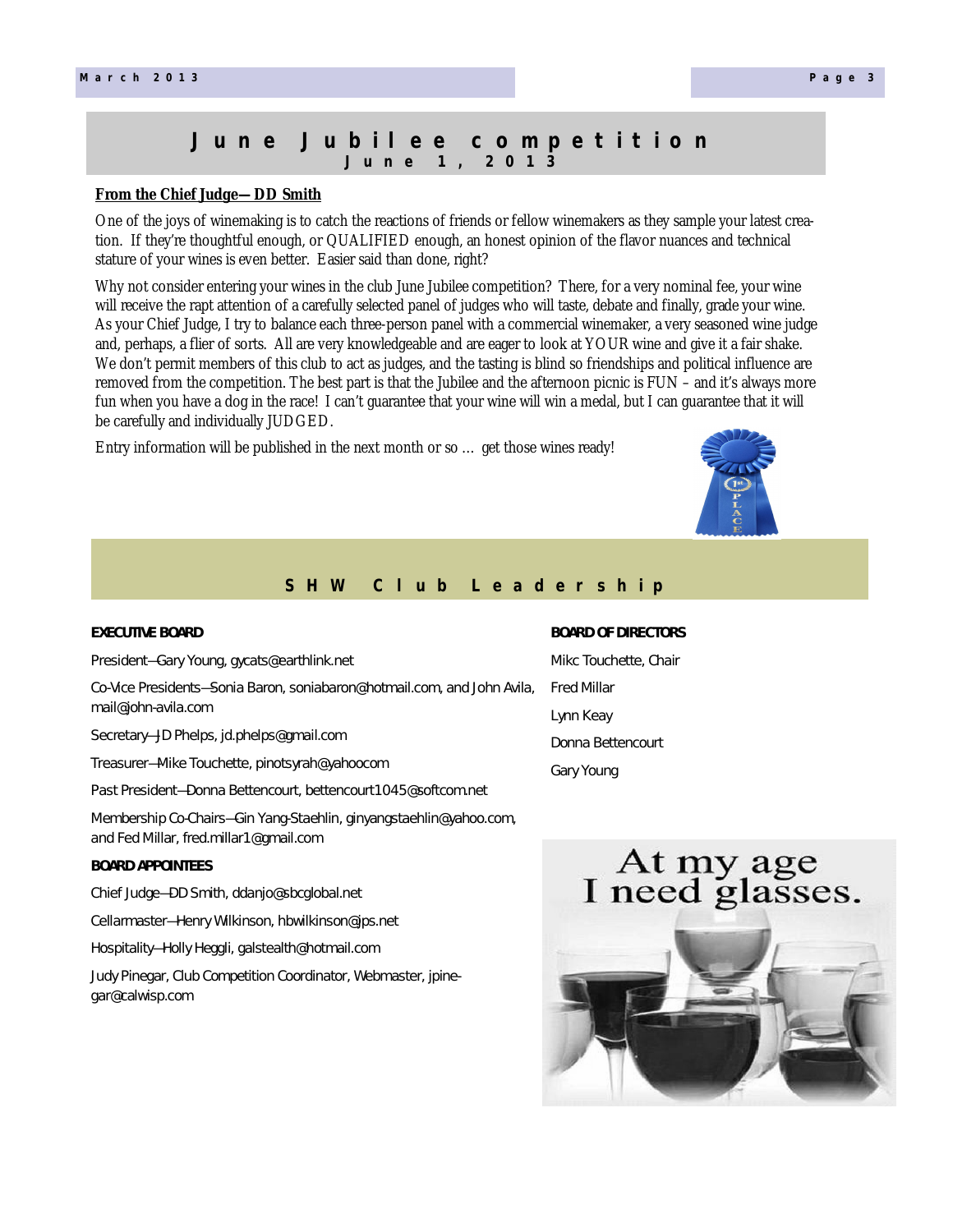# June Jubilee competition

## June 1, 2013

**From the Chief Judge— DD Smith**

One of the joys of winemaking is to catch the reactions of friends or fellow winemakers as they sample your latest creation. If they're thoughtful enough, or QUALIFIED enough, an honest opinion of the flavor nuances and technical stature of your wines is even better. Easier said than done, right?

Why not consider entering your wines in the club June Jubilee competition? There, for a very nominal fee, your wine will receive the rapt attention of a carefully selected panel of judges who will taste, debate and finally, grade your wine. As your Chief Judge, I try to balance each three-person panel with a commercial winemaker, a very seasoned wine judge and, perhaps, a flier of sorts. All are very knowledgeable and are eager to look at YOUR wine and give it a fair shake. We don't permit members of this club to act as judges, and the tasting is blind so friendships and political influence are removed from the competition. The best part is that the Jubilee and the afternoon picnic is FUN – and it's always more fun when you have a dog in the race! I can't guarantee that your wine will win a medal, but I can guarantee that it will be carefully and individually JUDGED.

Entry information will be published in the next month or so … get those wines ready!

# SHW Club Leadership

**EXECUTIVE BOARD**

President—Gary Young, gycats@earthlink.net

Co-Vice Presidents—Sonia Baron, soniabaron@hotmail.com, and John Avila, mail@john-avila.com

Secretary—JD Phelps, jd.phelps@gmail.com

Treasurer—Mike Touchette, pinotsyrah@yahoocom

Past President—Donna Bettencourt, bettencourt1045@softcom.net

Membership Co-Chairs—Gin Yang-Staehlin, ginyangstaehlin@yahoo.com, and Fed Millar, fred.millar1@gmail.com

**BOARD APPOINTEES**

Chief Judge—DD Smith, ddanjo@sbcglobal.net

Cellarmaster—Henry Wilkinson, hbwilkinson@jps.net

Hospitality—Holly Heggli, galstealth@hotmail.com

Judy Pinegar, Club Competition Coordinator, Webmaster, jpinegar@calwisp.com

**BOARD OF DIRECTORS**

Mikc Touchette, Chair

Fred Millar

Lynn Keay

Donna Bettencourt

Gary Young

At my age I need glasses.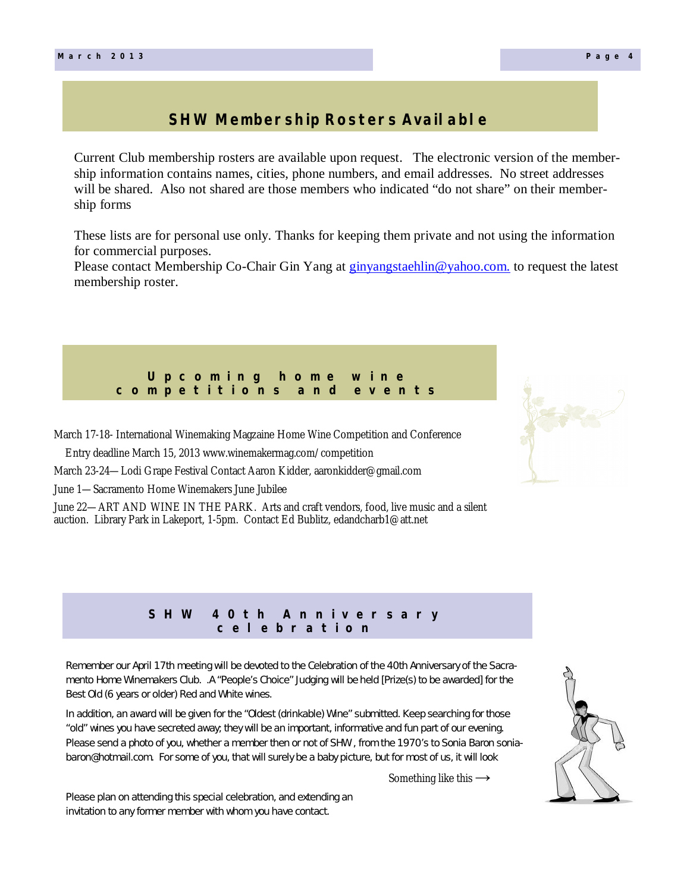## SHW Membership Rosters Available

Current Club membership rosters are available upon request. The electronic version of the membership information contains names, cities, phone numbers, and email addresses. No street addresses will be shared. Also not shared are those members who indicated "do not share" on their membership forms

These lists are for personal use only. Thanks for keeping them private and not using the information for commercial purposes.

Please contact Membership Co-Chair Gin Yang at ginyangstaehlin@yahoo.com. to request the latest membership roster.

## Upcoming home wine competitions and events

March 17-18- International Winemaking Magzaine Home Wine Competition and Conference

Entry deadline March 15, 2013 www.winemakermag.com/competition

March 23-24—Lodi Grape Festival Contact Aaron Kidder, aaronkidder@gmail.com

June 1—Sacramento Home Winemakers June Jubilee

June 22—ART AND WINE IN THE PARK. Arts and craft vendors, food, live music and a silent auction. Library Park in Lakeport, 1-5pm. Contact Ed Bublitz, edandcharb1@att.net

## SHW 40th Anniversary celebration

Remember our April 17th meeting will be devoted to the Celebration of the 40th Anniversary of the Sacramento Home Winemakers Club. .A "People's Choice" Judging will be held [Prize(s) to be awarded] for the Best Old (6 years or older) Red and White wines.

In addition, an award will be given for the "Oldest (drinkable) Wine" submitted. Keep searching for those "old" wines you have secreted away; they will be an important, informative and fun part of our evening. Please send a photo of you, whether a member then or not of SHW, from the 1970's to Sonia Baron soniabaron@hotmail.com. For some of you, that will surely be a baby picture, but for most of us, it will look

Something like this ⟶

Please plan on attending this special celebration, and extending an invitation to any former member with whom you have contact.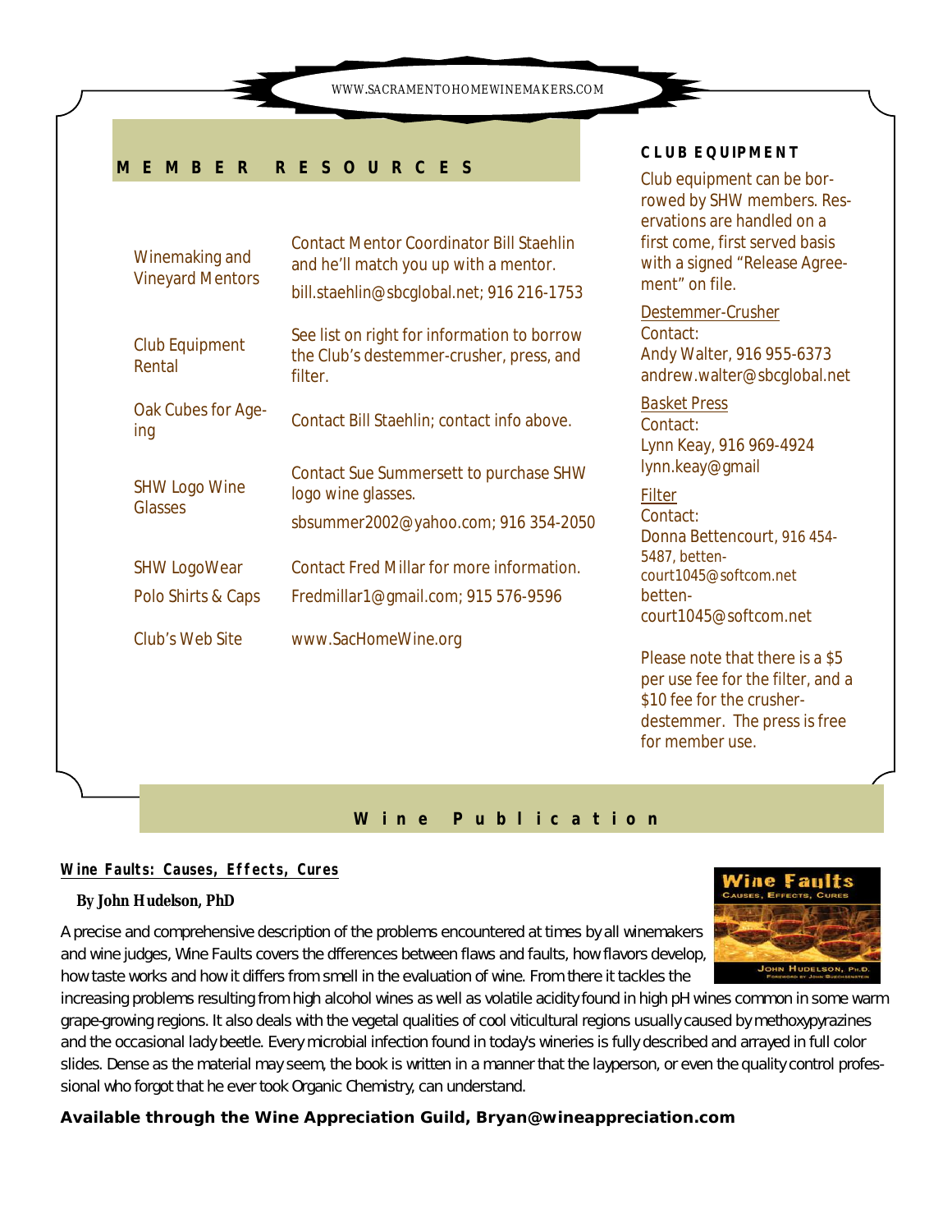## MEMBER RESOURCES

| | |
|---|---|
| Winemaking and Vineyard Mentors | Contact Mentor Coordinator Bill Staehlin and he'll match you up with a mentor. bill.staehlin@sbcglobal.net; 916 216-1753 |
| Club Equipment Rental | See list on right for information to borrow the Club's destemmer-crusher, press, and filter. |
| Oak Cubes for Aging | Contact Bill Staehlin; contact info above. |
| SHW Logo Wine Glasses | Contact Sue Summersett to purchase SHW logo wine glasses. sbsummer2002@yahoo.com; 916 354-2050 |
| SHW LogoWear Polo Shirts & Caps | Contact Fred Millar for more information. Fredmillar1@gmail.com; 915 576-9596 |
| Club's Web Site | www.SacHomeWine.org |

## CLUB EQUIPMENT

Club equipment can be borrowed by SHW members. Reservations are handled on a first come, first served basis with a signed "Release Agreement" on file.

Destemmer-Crusher
Contact:
Andy Walter, 916 955-6373
andrew.walter@sbcglobal.net

Basket Press
Contact:
Lynn Keay, 916 969-4924
lynn.keay@gmail

Filter
Contact:
Donna Bettencourt, 916 454-5487, bettencourt1045@softcom.net
bettencourt1045@softcom.net

Please note that there is a $5 per use fee for the filter, and a $10 fee for the crusher-destemmer. The press is free for member use.

## Wine Publication

**Wine Faults: Causes, Effects, Cures**

**By John Hudelson, PhD**

A precise and comprehensive description of the problems encountered at times by all winemakers and wine judges, Wine Faults covers the dfferences between flaws and faults, how flavors develop, how taste works and how it differs from smell in the evaluation of wine. From there it tackles the increasing problems resulting from high alcohol wines as well as volatile acidity found in high pH wines common in some warm grape-growing regions. It also deals with the vegetal qualities of cool viticultural regions usually caused by methoxypyrazines and the occasional lady beetle. Every microbial infection found in today's wineries is fully described and arrayed in full color slides. Dense as the material may seem, the book is written in a manner that the layperson, or even the quality control professional who forgot that he ever took Organic Chemistry, can understand.

**Available through the Wine Appreciation Guild, Bryan@wineappreciation.com**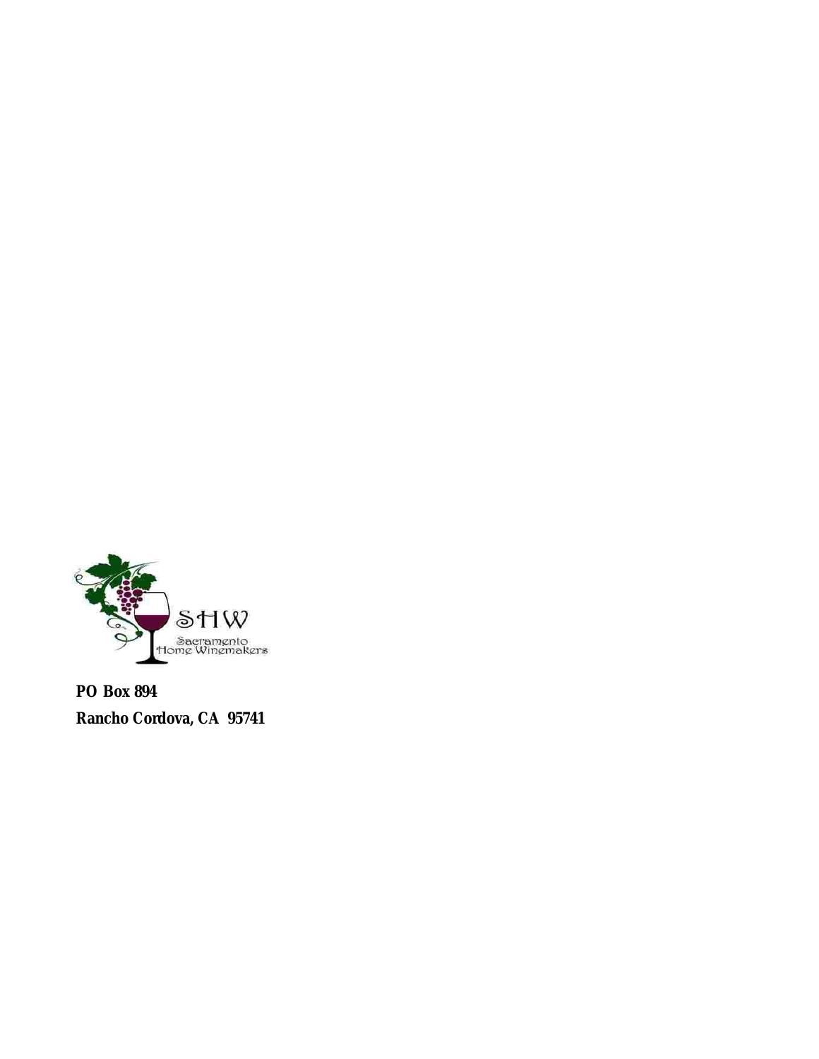SHW

Sacramento Home Winemakers

**PO Box 894**

**Rancho Cordova, CA 95741**